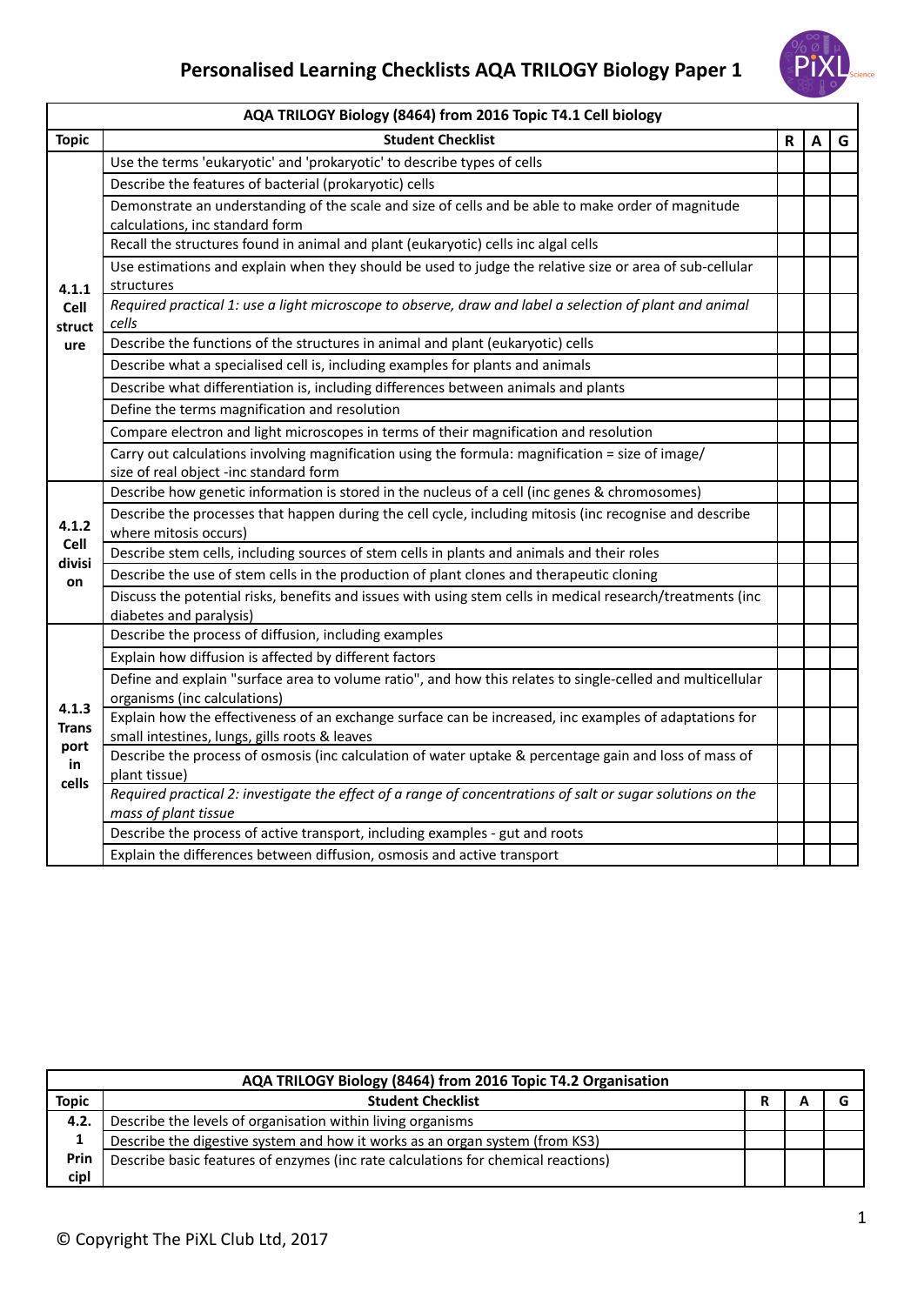# Personalised Learning Checklists AQA TRILOGY Biology Paper 1

| AQA TRILOGY Biology (8464) from 2016 Topic T4.1 Cell biology | | | | |
|---|---|---|---|---|
| **Topic** | **Student Checklist** | **R** | **A** | **G** |
| **4.1.1 Cell structure** | Use the terms 'eukaryotic' and 'prokaryotic' to describe types of cells | | | |
| | Describe the features of bacterial (prokaryotic) cells | | | |
| | Demonstrate an understanding of the scale and size of cells and be able to make order of magnitude calculations, inc standard form | | | |
| | Recall the structures found in animal and plant (eukaryotic) cells inc algal cells | | | |
| | Use estimations and explain when they should be used to judge the relative size or area of sub-cellular structures | | | |
| | *Required practical 1: use a light microscope to observe, draw and label a selection of plant and animal cells* | | | |
| | Describe the functions of the structures in animal and plant (eukaryotic) cells | | | |
| | Describe what a specialised cell is, including examples for plants and animals | | | |
| | Describe what differentiation is, including differences between animals and plants | | | |
| | Define the terms magnification and resolution | | | |
| | Compare electron and light microscopes in terms of their magnification and resolution | | | |
| | Carry out calculations involving magnification using the formula: magnification = size of image/ size of real object -inc standard form | | | |
| **4.1.2 Cell division** | Describe how genetic information is stored in the nucleus of a cell (inc genes & chromosomes) | | | |
| | Describe the processes that happen during the cell cycle, including mitosis (inc recognise and describe where mitosis occurs) | | | |
| | Describe stem cells, including sources of stem cells in plants and animals and their roles | | | |
| | Describe the use of stem cells in the production of plant clones and therapeutic cloning | | | |
| | Discuss the potential risks, benefits and issues with using stem cells in medical research/treatments (inc diabetes and paralysis) | | | |
| **4.1.3 Transport in cells** | Describe the process of diffusion, including examples | | | |
| | Explain how diffusion is affected by different factors | | | |
| | Define and explain "surface area to volume ratio", and how this relates to single-celled and multicellular organisms (inc calculations) | | | |
| | Explain how the effectiveness of an exchange surface can be increased, inc examples of adaptations for small intestines, lungs, gills roots & leaves | | | |
| | Describe the process of osmosis (inc calculation of water uptake & percentage gain and loss of mass of plant tissue) | | | |
| | *Required practical 2: investigate the effect of a range of concentrations of salt or sugar solutions on the mass of plant tissue* | | | |
| | Describe the process of active transport, including examples - gut and roots | | | |
| | Explain the differences between diffusion, osmosis and active transport | | | |

| AQA TRILOGY Biology (8464) from 2016 Topic T4.2 Organisation | | | | |
|---|---|---|---|---|
| **Topic** | **Student Checklist** | **R** | **A** | **G** |
| **4.2.1 Principl** | Describe the levels of organisation within living organisms | | | |
| | Describe the digestive system and how it works as an organ system (from KS3) | | | |
| | Describe basic features of enzymes (inc rate calculations for chemical reactions) | | | |

© Copyright The PiXL Club Ltd, 2017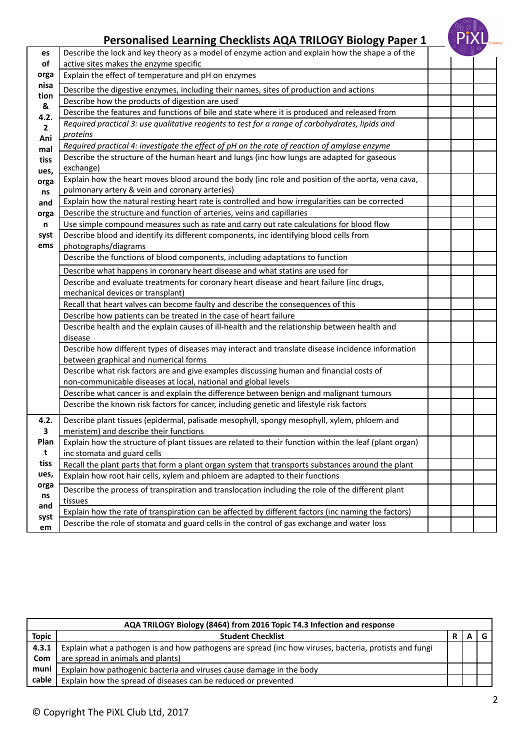# Personalised Learning Checklists AQA TRILOGY Biology Paper 1

| | | | | |
|---|---|---|---|---|
| es of organisation & 4.2.2 Animal tissues, organs and organ systems | Describe the lock and key theory as a model of enzyme action and explain how the shape a of the active sites makes the enzyme specific | | | |
| | Explain the effect of temperature and pH on enzymes | | | |
| | Describe the digestive enzymes, including their names, sites of production and actions | | | |
| | Describe how the products of digestion are used | | | |
| | Describe the features and functions of bile and state where it is produced and released from | | | |
| | *Required practical 3: use qualitative reagents to test for a range of carbohydrates, lipids and proteins* | | | |
| | *Required practical 4: investigate the effect of pH on the rate of reaction of amylase enzyme* | | | |
| | Describe the structure of the human heart and lungs (inc how lungs are adapted for gaseous exchange) | | | |
| | Explain how the heart moves blood around the body (inc role and position of the aorta, vena cava, pulmonary artery & vein and coronary arteries) | | | |
| | Explain how the natural resting heart rate is controlled and how irregularities can be corrected | | | |
| | Describe the structure and function of arteries, veins and capillaries | | | |
| | Use simple compound measures such as rate and carry out rate calculations for blood flow | | | |
| | Describe blood and identify its different components, inc identifying blood cells from photographs/diagrams | | | |
| | Describe the functions of blood components, including adaptations to function | | | |
| | Describe what happens in coronary heart disease and what statins are used for | | | |
| | Describe and evaluate treatments for coronary heart disease and heart failure (inc drugs, mechanical devices or transplant) | | | |
| | Recall that heart valves can become faulty and describe the consequences of this | | | |
| | Describe how patients can be treated in the case of heart failure | | | |
| | Describe health and the explain causes of ill-health and the relationship between health and disease | | | |
| | Describe how different types of diseases may interact and translate disease incidence information between graphical and numerical forms | | | |
| | Describe what risk factors are and give examples discussing human and financial costs of non-communicable diseases at local, national and global levels | | | |
| | Describe what cancer is and explain the difference between benign and malignant tumours | | | |
| | Describe the known risk factors for cancer, including genetic and lifestyle risk factors | | | |
| 4.2.3 Plant tissues, organs and system | Describe plant tissues (epidermal, palisade mesophyll, spongy mesophyll, xylem, phloem and meristem) and describe their functions | | | |
| | Explain how the structure of plant tissues are related to their function within the leaf (plant organ) inc stomata and guard cells | | | |
| | Recall the plant parts that form a plant organ system that transports substances around the plant | | | |
| | Explain how root hair cells, xylem and phloem are adapted to their functions | | | |
| | Describe the process of transpiration and translocation including the role of the different plant tissues | | | |
| | Explain how the rate of transpiration can be affected by different factors (inc naming the factors) | | | |
| | Describe the role of stomata and guard cells in the control of gas exchange and water loss | | | |

| AQA TRILOGY Biology (8464) from 2016 Topic T4.3 Infection and response | | | | |
|---|---|---|---|---|
| **Topic** | **Student Checklist** | **R** | **A** | **G** |
| 4.3.1 Communicable | Explain what a pathogen is and how pathogens are spread (inc how viruses, bacteria, protists and fungi are spread in animals and plants) | | | |
| | Explain how pathogenic bacteria and viruses cause damage in the body | | | |
| | Explain how the spread of diseases can be reduced or prevented | | | |

© Copyright The PiXL Club Ltd, 2017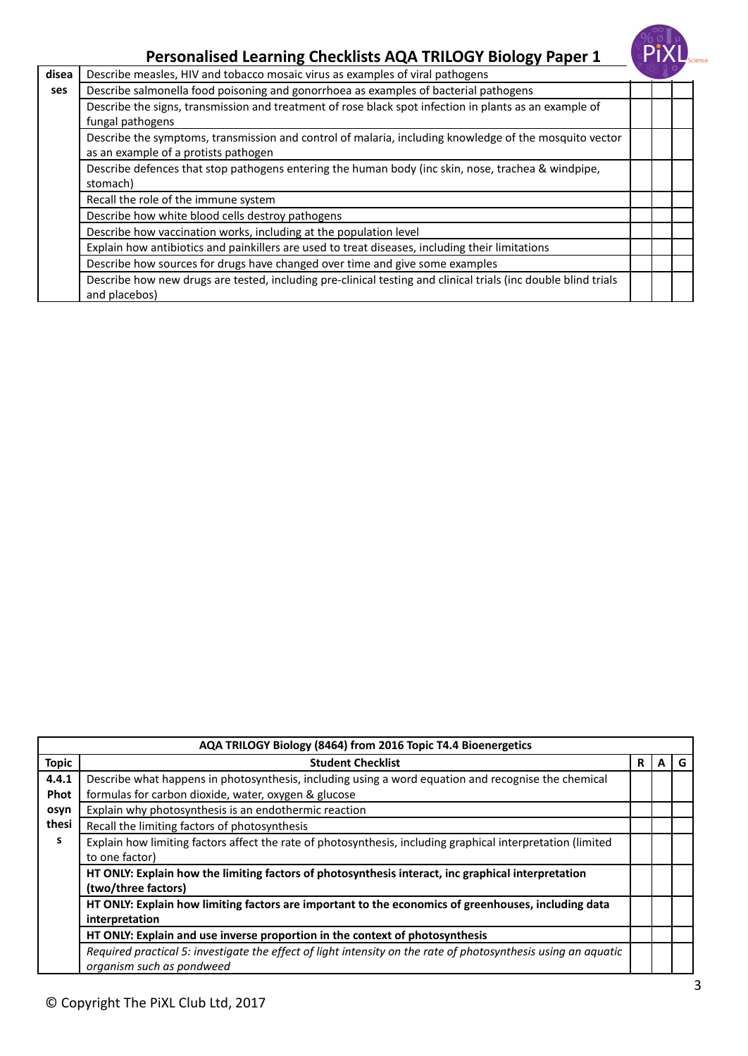# Personalised Learning Checklists AQA TRILOGY Biology Paper 1

| diseases | Describe measles, HIV and tobacco mosaic virus as examples of viral pathogens | | | |
|---|---|---|---|---|
| | Describe salmonella food poisoning and gonorrhoea as examples of bacterial pathogens | | | |
| | Describe the signs, transmission and treatment of rose black spot infection in plants as an example of fungal pathogens | | | |
| | Describe the symptoms, transmission and control of malaria, including knowledge of the mosquito vector as an example of a protists pathogen | | | |
| | Describe defences that stop pathogens entering the human body (inc skin, nose, trachea & windpipe, stomach) | | | |
| | Recall the role of the immune system | | | |
| | Describe how white blood cells destroy pathogens | | | |
| | Describe how vaccination works, including at the population level | | | |
| | Explain how antibiotics and painkillers are used to treat diseases, including their limitations | | | |
| | Describe how sources for drugs have changed over time and give some examples | | | |
| | Describe how new drugs are tested, including pre-clinical testing and clinical trials (inc double blind trials and placebos) | | | |

| AQA TRILOGY Biology (8464) from 2016 Topic T4.4 Bioenergetics | | | | |
|---|---|---|---|---|
| **Topic** | **Student Checklist** | **R** | **A** | **G** |
| **4.4.1 Photosynthesis** | Describe what happens in photosynthesis, including using a word equation and recognise the chemical formulas for carbon dioxide, water, oxygen & glucose | | | |
| | Explain why photosynthesis is an endothermic reaction | | | |
| | Recall the limiting factors of photosynthesis | | | |
| | Explain how limiting factors affect the rate of photosynthesis, including graphical interpretation (limited to one factor) | | | |
| | **HT ONLY: Explain how the limiting factors of photosynthesis interact, inc graphical interpretation (two/three factors)** | | | |
| | **HT ONLY: Explain how limiting factors are important to the economics of greenhouses, including data interpretation** | | | |
| | **HT ONLY: Explain and use inverse proportion in the context of photosynthesis** | | | |
| | *Required practical 5: investigate the effect of light intensity on the rate of photosynthesis using an aquatic organism such as pondweed* | | | |

© Copyright The PiXL Club Ltd, 2017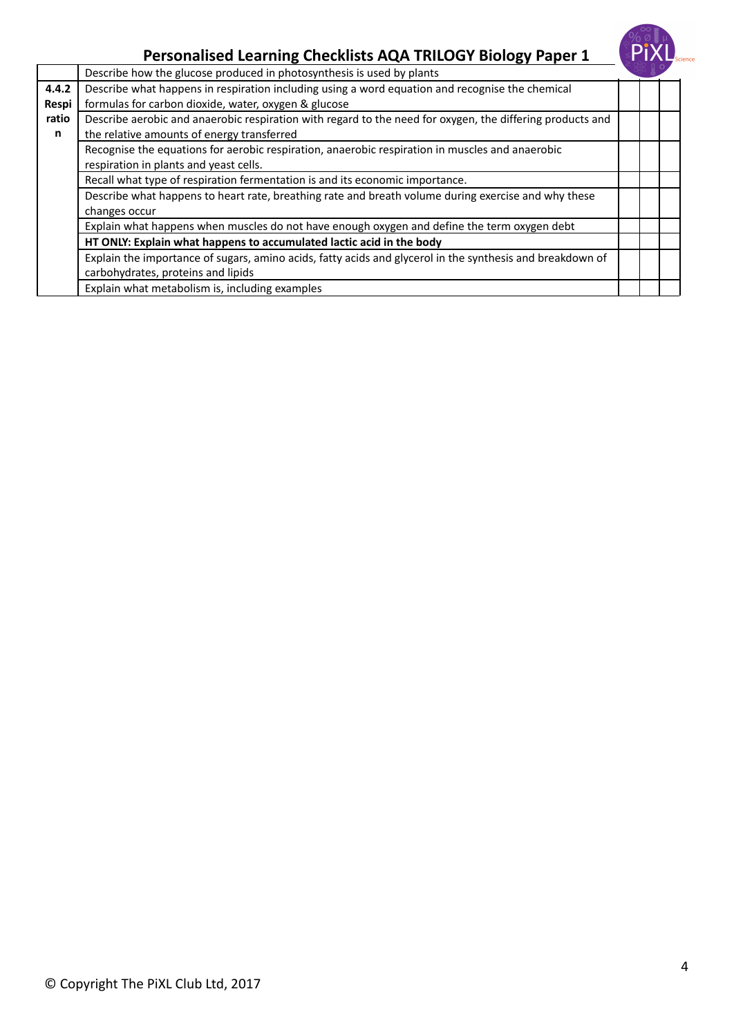# Personalised Learning Checklists AQA TRILOGY Biology Paper 1

| | | | | |
|---|---|---|---|---|
| | Describe how the glucose produced in photosynthesis is used by plants | | | |
| **4.4.2 Respiration** | Describe what happens in respiration including using a word equation and recognise the chemical formulas for carbon dioxide, water, oxygen & glucose | | | |
| | Describe aerobic and anaerobic respiration with regard to the need for oxygen, the differing products and the relative amounts of energy transferred | | | |
| | Recognise the equations for aerobic respiration, anaerobic respiration in muscles and anaerobic respiration in plants and yeast cells. | | | |
| | Recall what type of respiration fermentation is and its economic importance. | | | |
| | Describe what happens to heart rate, breathing rate and breath volume during exercise and why these changes occur | | | |
| | Explain what happens when muscles do not have enough oxygen and define the term oxygen debt | | | |
| | **HT ONLY: Explain what happens to accumulated lactic acid in the body** | | | |
| | Explain the importance of sugars, amino acids, fatty acids and glycerol in the synthesis and breakdown of carbohydrates, proteins and lipids | | | |
| | Explain what metabolism is, including examples | | | |

© Copyright The PiXL Club Ltd, 2017